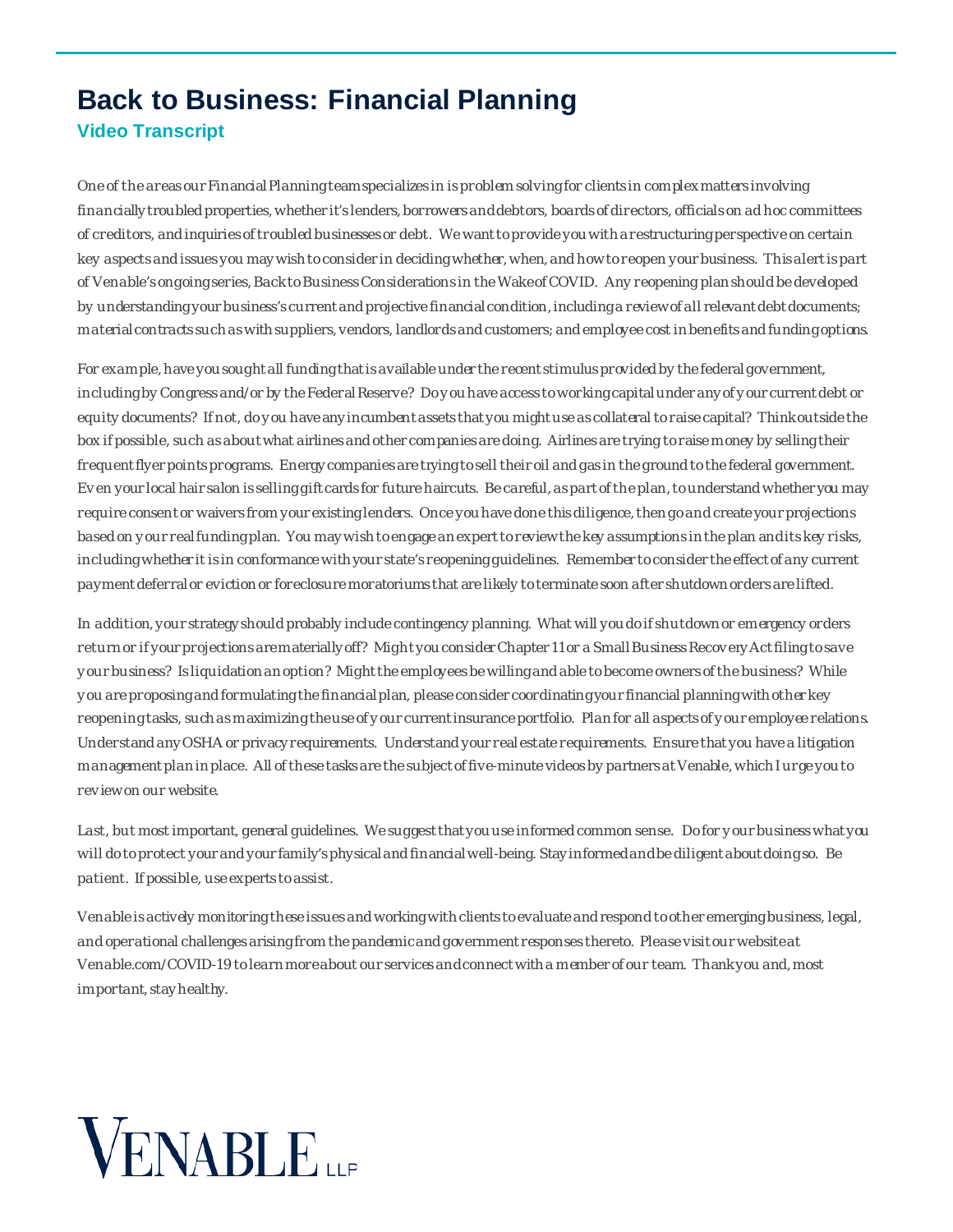# Back to Business: Financial Planning

## Video Transcript

One of the areas our Financial Planning team specializes in is problem solving for clients in complex matters involving financially troubled properties, whether it's lenders, borrowers and debtors, boards of directors, officials on ad hoc committees of creditors, and inquiries of troubled businesses or debt. We want to provide you with a restructuring perspective on certain key aspects and issues you may wish to consider in deciding whether, when, and how to reopen your business. This alert is part of Venable's ongoing series, Back to Business Considerations in the Wake of COVID. Any reopening plan should be developed by understanding your business's current and projective financial condition, including a review of all relevant debt documents; material contracts such as with suppliers, vendors, landlords and customers; and employee cost in benefits and funding options.

For example, have you sought all funding that is available under the recent stimulus provided by the federal government, including by Congress and/or by the Federal Reserve? Do you have access to working capital under any of your current debt or equity documents? If not, do you have any incumbent assets that you might use as collateral to raise capital? Think outside the box if possible, such as about what airlines and other companies are doing. Airlines are trying to raise money by selling their frequent flyer points programs. Energy companies are trying to sell their oil and gas in the ground to the federal government. Even your local hair salon is selling gift cards for future haircuts. Be careful, as part of the plan, to understand whether you may require consent or waivers from your existing lenders. Once you have done this diligence, then go and create your projections based on your real funding plan. You may wish to engage an expert to review the key assumptions in the plan and its key risks, including whether it is in conformance with your state's reopening guidelines. Remember to consider the effect of any current payment deferral or eviction or foreclosure moratoriums that are likely to terminate soon after shutdown orders are lifted.

In addition, your strategy should probably include contingency planning. What will you do if shutdown or emergency orders return or if your projections are materially off? Might you consider Chapter 11 or a Small Business Recovery Act filing to save your business? Is liquidation an option? Might the employees be willing and able to become owners of the business? While you are proposing and formulating the financial plan, please consider coordinating your financial planning with other key reopening tasks, such as maximizing the use of your current insurance portfolio. Plan for all aspects of your employee relations. Understand any OSHA or privacy requirements. Understand your real estate requirements. Ensure that you have a litigation management plan in place. All of these tasks are the subject of five-minute videos by partners at Venable, which I urge you to review on our website.

Last, but most important, general guidelines. We suggest that you use informed common sense. Do for your business what you will do to protect your and your family's physical and financial well-being. Stay informed and be diligent about doing so. Be patient. If possible, use experts to assist.

Venable is actively monitoring these issues and working with clients to evaluate and respond to other emerging business, legal, and operational challenges arising from the pandemic and government responses thereto. Please visit our website at Venable.com/COVID-19 to learn more about our services and connect with a member of our team. Thank you and, most important, stay healthy.

VENABLE LLP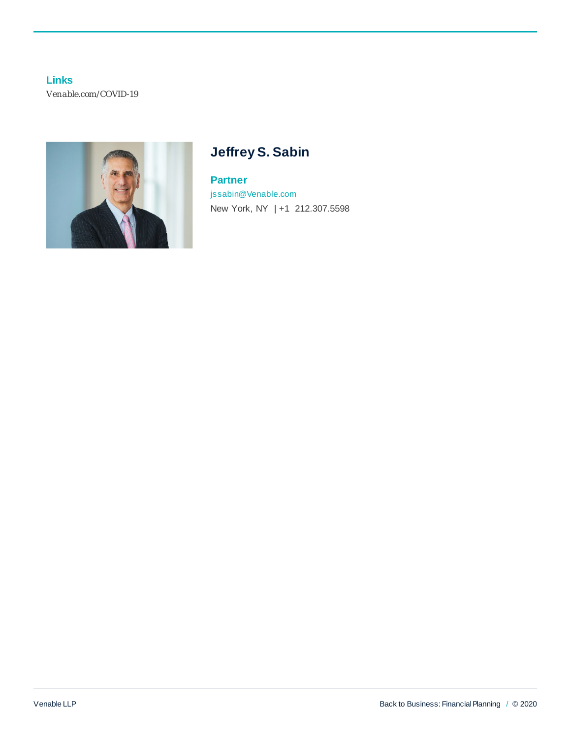## Links

*Venable.com/COVID-19*

## Jeffrey S. Sabin

### Partner

jssabin@Venable.com

New York, NY | +1 212.307.5598